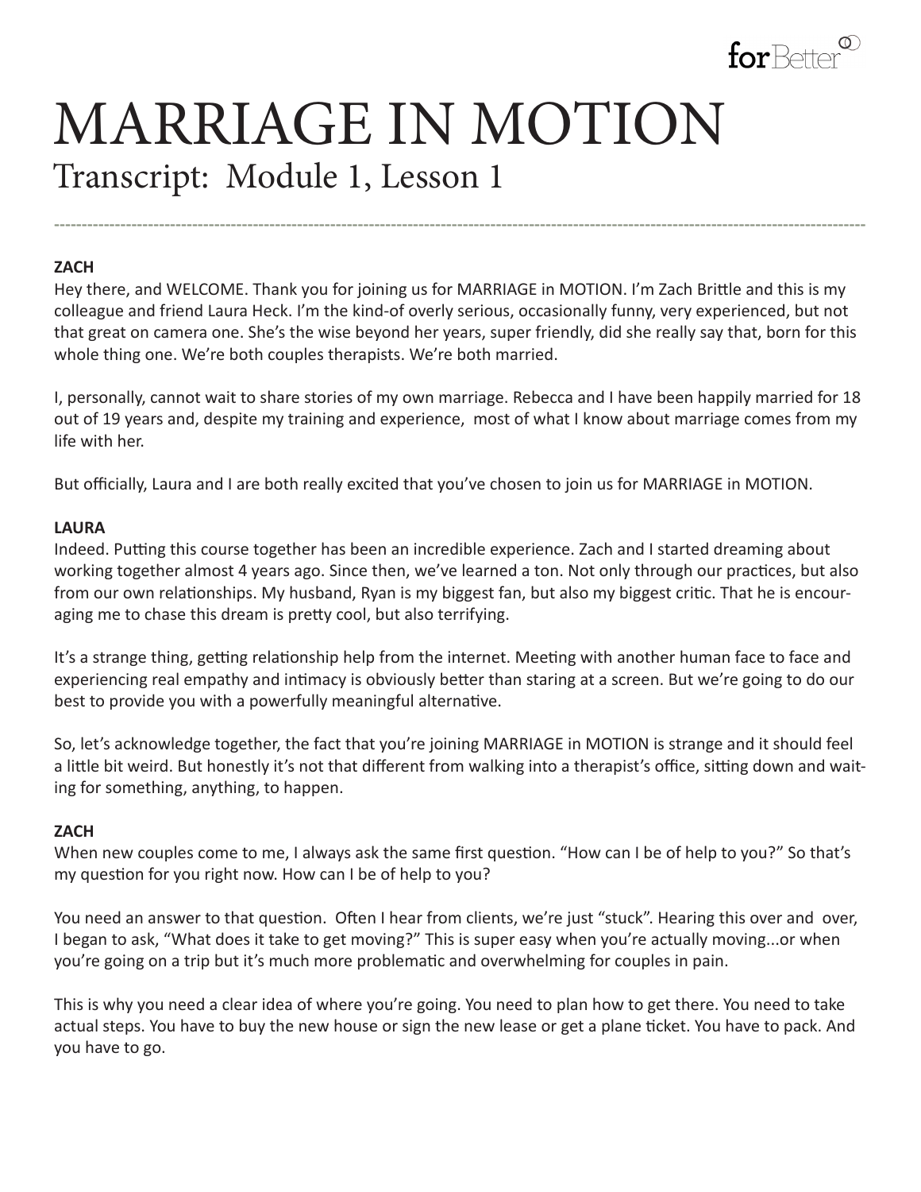# MARRIAGE IN MOTION

## Transcript: Module 1, Lesson 1

---

**ZACH**

Hey there, and WELCOME. Thank you for joining us for MARRIAGE in MOTION. I'm Zach Brittle and this is my colleague and friend Laura Heck. I'm the kind-of overly serious, occasionally funny, very experienced, but not that great on camera one. She's the wise beyond her years, super friendly, did she really say that, born for this whole thing one. We're both couples therapists. We're both married.

I, personally, cannot wait to share stories of my own marriage. Rebecca and I have been happily married for 18 out of 19 years and, despite my training and experience, most of what I know about marriage comes from my life with her.

But officially, Laura and I are both really excited that you've chosen to join us for MARRIAGE in MOTION.

**LAURA**

Indeed. Putting this course together has been an incredible experience. Zach and I started dreaming about working together almost 4 years ago. Since then, we've learned a ton. Not only through our practices, but also from our own relationships. My husband, Ryan is my biggest fan, but also my biggest critic. That he is encouraging me to chase this dream is pretty cool, but also terrifying.

It's a strange thing, getting relationship help from the internet. Meeting with another human face to face and experiencing real empathy and intimacy is obviously better than staring at a screen. But we're going to do our best to provide you with a powerfully meaningful alternative.

So, let's acknowledge together, the fact that you're joining MARRIAGE in MOTION is strange and it should feel a little bit weird. But honestly it's not that different from walking into a therapist's office, sitting down and waiting for something, anything, to happen.

**ZACH**

When new couples come to me, I always ask the same first question. "How can I be of help to you?" So that's my question for you right now. How can I be of help to you?

You need an answer to that question. Often I hear from clients, we're just "stuck". Hearing this over and over, I began to ask, "What does it take to get moving?" This is super easy when you're actually moving...or when you're going on a trip but it's much more problematic and overwhelming for couples in pain.

This is why you need a clear idea of where you're going. You need to plan how to get there. You need to take actual steps. You have to buy the new house or sign the new lease or get a plane ticket. You have to pack. And you have to go.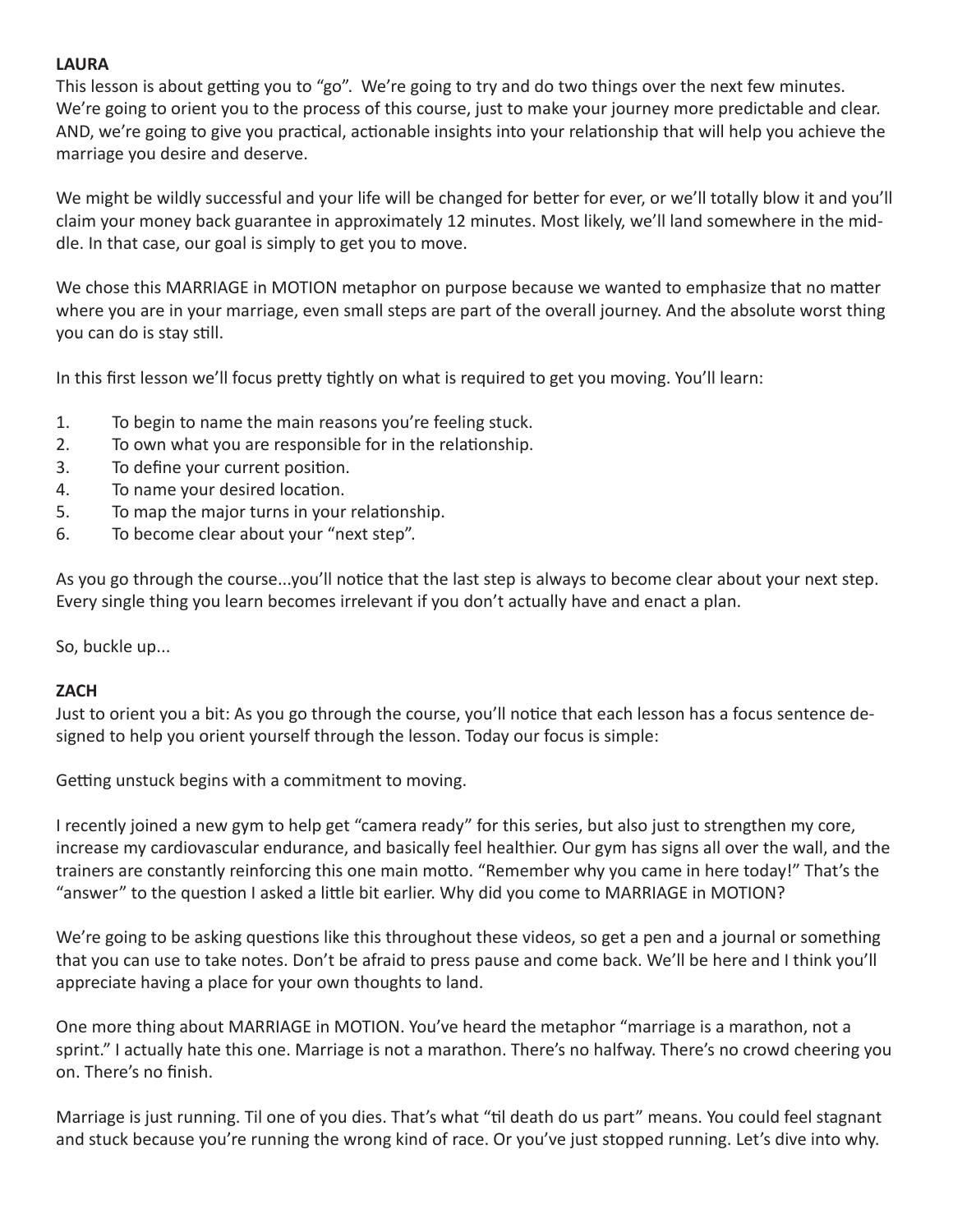**LAURA**

This lesson is about getting you to "go". We're going to try and do two things over the next few minutes. We're going to orient you to the process of this course, just to make your journey more predictable and clear. AND, we're going to give you practical, actionable insights into your relationship that will help you achieve the marriage you desire and deserve.

We might be wildly successful and your life will be changed for better for ever, or we'll totally blow it and you'll claim your money back guarantee in approximately 12 minutes. Most likely, we'll land somewhere in the middle. In that case, our goal is simply to get you to move.

We chose this MARRIAGE in MOTION metaphor on purpose because we wanted to emphasize that no matter where you are in your marriage, even small steps are part of the overall journey. And the absolute worst thing you can do is stay still.

In this first lesson we'll focus pretty tightly on what is required to get you moving. You'll learn:

1. To begin to name the main reasons you're feeling stuck.
2. To own what you are responsible for in the relationship.
3. To define your current position.
4. To name your desired location.
5. To map the major turns in your relationship.
6. To become clear about your "next step".

As you go through the course...you'll notice that the last step is always to become clear about your next step. Every single thing you learn becomes irrelevant if you don't actually have and enact a plan.

So, buckle up...

**ZACH**

Just to orient you a bit: As you go through the course, you'll notice that each lesson has a focus sentence designed to help you orient yourself through the lesson. Today our focus is simple:

Getting unstuck begins with a commitment to moving.

I recently joined a new gym to help get "camera ready" for this series, but also just to strengthen my core, increase my cardiovascular endurance, and basically feel healthier. Our gym has signs all over the wall, and the trainers are constantly reinforcing this one main motto. "Remember why you came in here today!" That's the "answer" to the question I asked a little bit earlier. Why did you come to MARRIAGE in MOTION?

We're going to be asking questions like this throughout these videos, so get a pen and a journal or something that you can use to take notes. Don't be afraid to press pause and come back. We'll be here and I think you'll appreciate having a place for your own thoughts to land.

One more thing about MARRIAGE in MOTION. You've heard the metaphor "marriage is a marathon, not a sprint." I actually hate this one. Marriage is not a marathon. There's no halfway. There's no crowd cheering you on. There's no finish.

Marriage is just running. Til one of you dies. That's what "til death do us part" means. You could feel stagnant and stuck because you're running the wrong kind of race. Or you've just stopped running. Let's dive into why.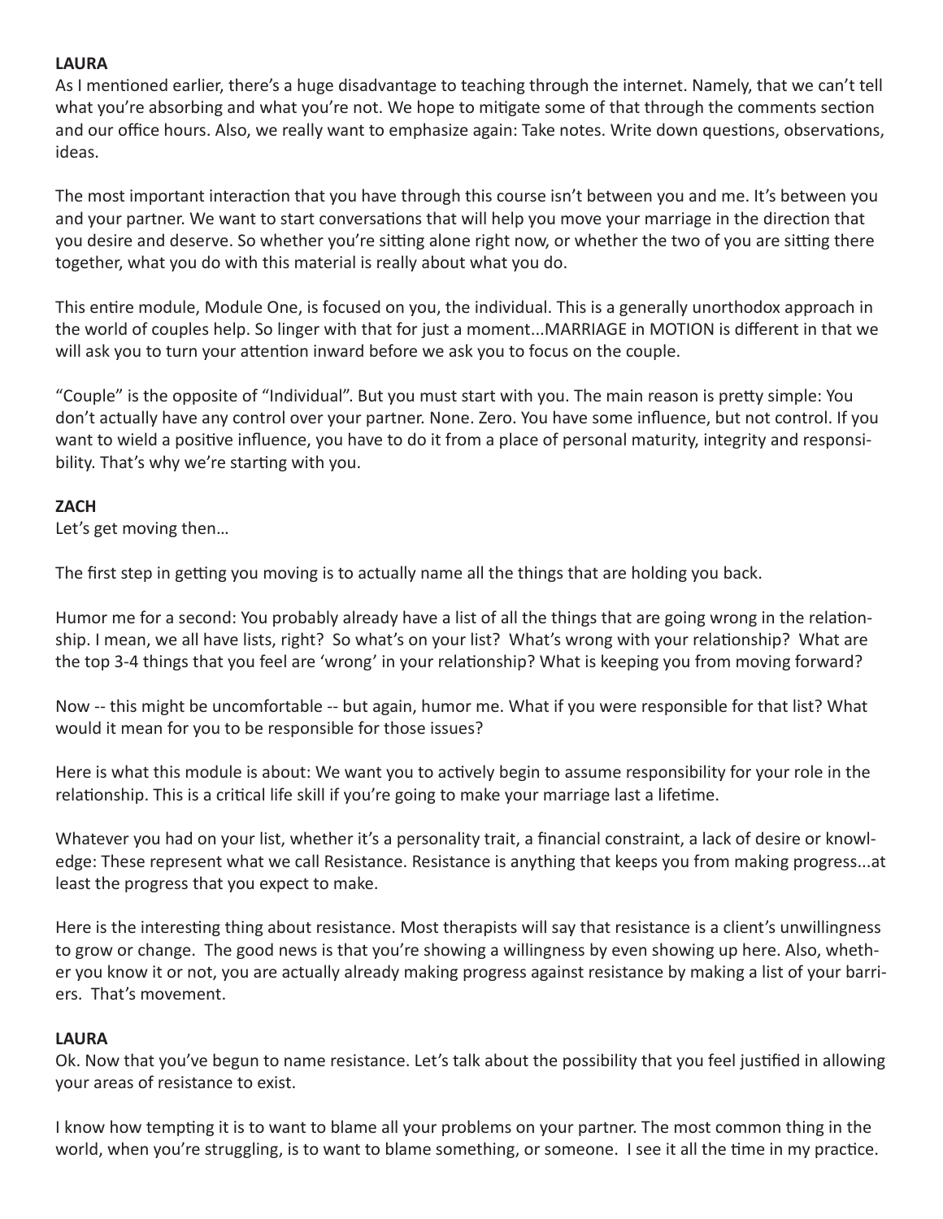**LAURA**

As I mentioned earlier, there's a huge disadvantage to teaching through the internet. Namely, that we can't tell what you're absorbing and what you're not. We hope to mitigate some of that through the comments section and our office hours. Also, we really want to emphasize again: Take notes. Write down questions, observations, ideas.

The most important interaction that you have through this course isn't between you and me. It's between you and your partner. We want to start conversations that will help you move your marriage in the direction that you desire and deserve. So whether you're sitting alone right now, or whether the two of you are sitting there together, what you do with this material is really about what you do.

This entire module, Module One, is focused on you, the individual. This is a generally unorthodox approach in the world of couples help. So linger with that for just a moment...MARRIAGE in MOTION is different in that we will ask you to turn your attention inward before we ask you to focus on the couple.

"Couple" is the opposite of "Individual". But you must start with you. The main reason is pretty simple: You don't actually have any control over your partner. None. Zero. You have some influence, but not control. If you want to wield a positive influence, you have to do it from a place of personal maturity, integrity and responsibility. That's why we're starting with you.

**ZACH**

Let's get moving then…

The first step in getting you moving is to actually name all the things that are holding you back.

Humor me for a second: You probably already have a list of all the things that are going wrong in the relationship. I mean, we all have lists, right? So what's on your list? What's wrong with your relationship? What are the top 3-4 things that you feel are 'wrong' in your relationship? What is keeping you from moving forward?

Now -- this might be uncomfortable -- but again, humor me. What if you were responsible for that list? What would it mean for you to be responsible for those issues?

Here is what this module is about: We want you to actively begin to assume responsibility for your role in the relationship. This is a critical life skill if you're going to make your marriage last a lifetime.

Whatever you had on your list, whether it's a personality trait, a financial constraint, a lack of desire or knowledge: These represent what we call Resistance. Resistance is anything that keeps you from making progress...at least the progress that you expect to make.

Here is the interesting thing about resistance. Most therapists will say that resistance is a client's unwillingness to grow or change. The good news is that you're showing a willingness by even showing up here. Also, whether you know it or not, you are actually already making progress against resistance by making a list of your barriers. That's movement.

**LAURA**

Ok. Now that you've begun to name resistance. Let's talk about the possibility that you feel justified in allowing your areas of resistance to exist.

I know how tempting it is to want to blame all your problems on your partner. The most common thing in the world, when you're struggling, is to want to blame something, or someone. I see it all the time in my practice.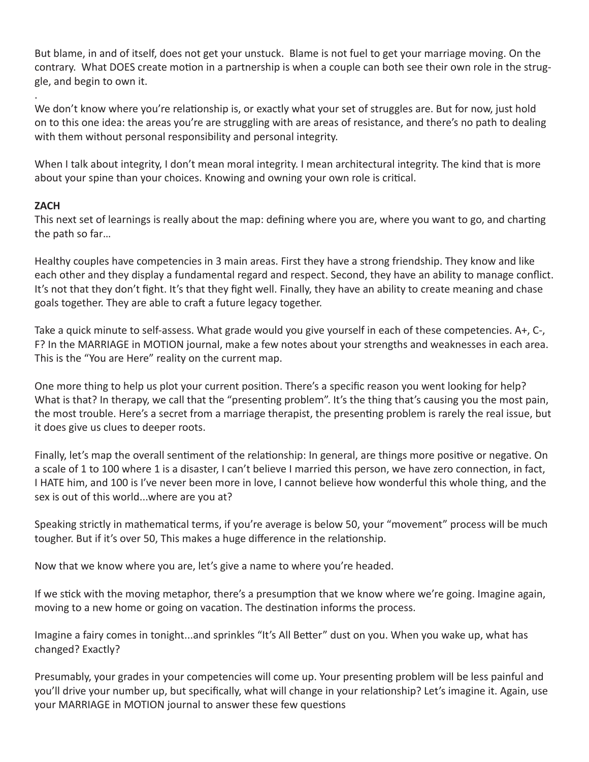But blame, in and of itself, does not get your unstuck. Blame is not fuel to get your marriage moving. On the contrary. What DOES create motion in a partnership is when a couple can both see their own role in the struggle, and begin to own it.

.

We don't know where you're relationship is, or exactly what your set of struggles are. But for now, just hold on to this one idea: the areas you're are struggling with are areas of resistance, and there's no path to dealing with them without personal responsibility and personal integrity.

When I talk about integrity, I don't mean moral integrity. I mean architectural integrity. The kind that is more about your spine than your choices. Knowing and owning your own role is critical.

**ZACH**

This next set of learnings is really about the map: defining where you are, where you want to go, and charting the path so far…

Healthy couples have competencies in 3 main areas. First they have a strong friendship. They know and like each other and they display a fundamental regard and respect. Second, they have an ability to manage conflict. It's not that they don't fight. It's that they fight well. Finally, they have an ability to create meaning and chase goals together. They are able to craft a future legacy together.

Take a quick minute to self-assess. What grade would you give yourself in each of these competencies. A+, C-, F? In the MARRIAGE in MOTION journal, make a few notes about your strengths and weaknesses in each area. This is the "You are Here" reality on the current map.

One more thing to help us plot your current position. There's a specific reason you went looking for help? What is that? In therapy, we call that the "presenting problem". It's the thing that's causing you the most pain, the most trouble. Here's a secret from a marriage therapist, the presenting problem is rarely the real issue, but it does give us clues to deeper roots.

Finally, let's map the overall sentiment of the relationship: In general, are things more positive or negative. On a scale of 1 to 100 where 1 is a disaster, I can't believe I married this person, we have zero connection, in fact, I HATE him, and 100 is I've never been more in love, I cannot believe how wonderful this whole thing, and the sex is out of this world...where are you at?

Speaking strictly in mathematical terms, if you're average is below 50, your "movement" process will be much tougher. But if it's over 50, This makes a huge difference in the relationship.

Now that we know where you are, let's give a name to where you're headed.

If we stick with the moving metaphor, there's a presumption that we know where we're going. Imagine again, moving to a new home or going on vacation. The destination informs the process.

Imagine a fairy comes in tonight...and sprinkles "It's All Better" dust on you. When you wake up, what has changed? Exactly?

Presumably, your grades in your competencies will come up. Your presenting problem will be less painful and you'll drive your number up, but specifically, what will change in your relationship? Let's imagine it. Again, use your MARRIAGE in MOTION journal to answer these few questions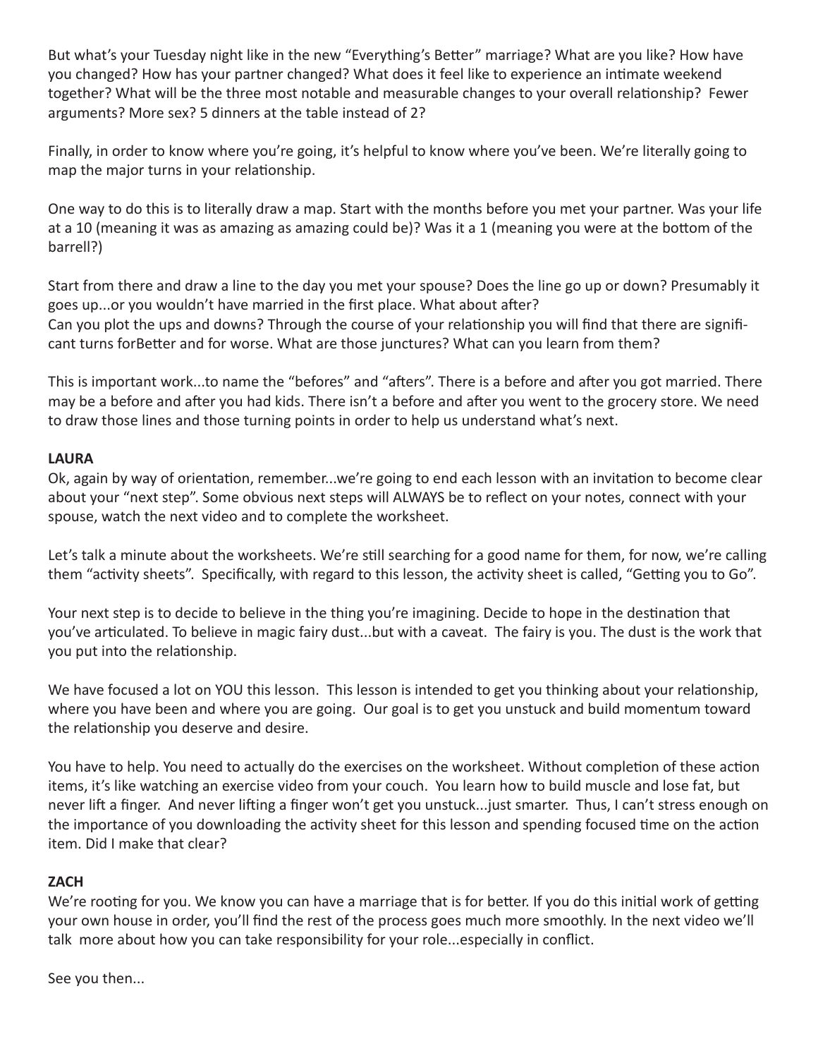But what's your Tuesday night like in the new "Everything's Better" marriage? What are you like? How have you changed? How has your partner changed? What does it feel like to experience an intimate weekend together? What will be the three most notable and measurable changes to your overall relationship? Fewer arguments? More sex? 5 dinners at the table instead of 2?

Finally, in order to know where you're going, it's helpful to know where you've been. We're literally going to map the major turns in your relationship.

One way to do this is to literally draw a map. Start with the months before you met your partner. Was your life at a 10 (meaning it was as amazing as amazing could be)? Was it a 1 (meaning you were at the bottom of the barrell?)

Start from there and draw a line to the day you met your spouse? Does the line go up or down? Presumably it goes up...or you wouldn't have married in the first place. What about after?
Can you plot the ups and downs? Through the course of your relationship you will find that there are significant turns forBetter and for worse. What are those junctures? What can you learn from them?

This is important work...to name the "befores" and "afters". There is a before and after you got married. There may be a before and after you had kids. There isn't a before and after you went to the grocery store. We need to draw those lines and those turning points in order to help us understand what's next.

**LAURA**
Ok, again by way of orientation, remember...we're going to end each lesson with an invitation to become clear about your "next step". Some obvious next steps will ALWAYS be to reflect on your notes, connect with your spouse, watch the next video and to complete the worksheet.

Let's talk a minute about the worksheets. We're still searching for a good name for them, for now, we're calling them "activity sheets". Specifically, with regard to this lesson, the activity sheet is called, "Getting you to Go".

Your next step is to decide to believe in the thing you're imagining. Decide to hope in the destination that you've articulated. To believe in magic fairy dust...but with a caveat. The fairy is you. The dust is the work that you put into the relationship.

We have focused a lot on YOU this lesson. This lesson is intended to get you thinking about your relationship, where you have been and where you are going. Our goal is to get you unstuck and build momentum toward the relationship you deserve and desire.

You have to help. You need to actually do the exercises on the worksheet. Without completion of these action items, it's like watching an exercise video from your couch. You learn how to build muscle and lose fat, but never lift a finger. And never lifting a finger won't get you unstuck...just smarter. Thus, I can't stress enough on the importance of you downloading the activity sheet for this lesson and spending focused time on the action item. Did I make that clear?

**ZACH**
We're rooting for you. We know you can have a marriage that is for better. If you do this initial work of getting your own house in order, you'll find the rest of the process goes much more smoothly. In the next video we'll talk more about how you can take responsibility for your role...especially in conflict.

See you then...